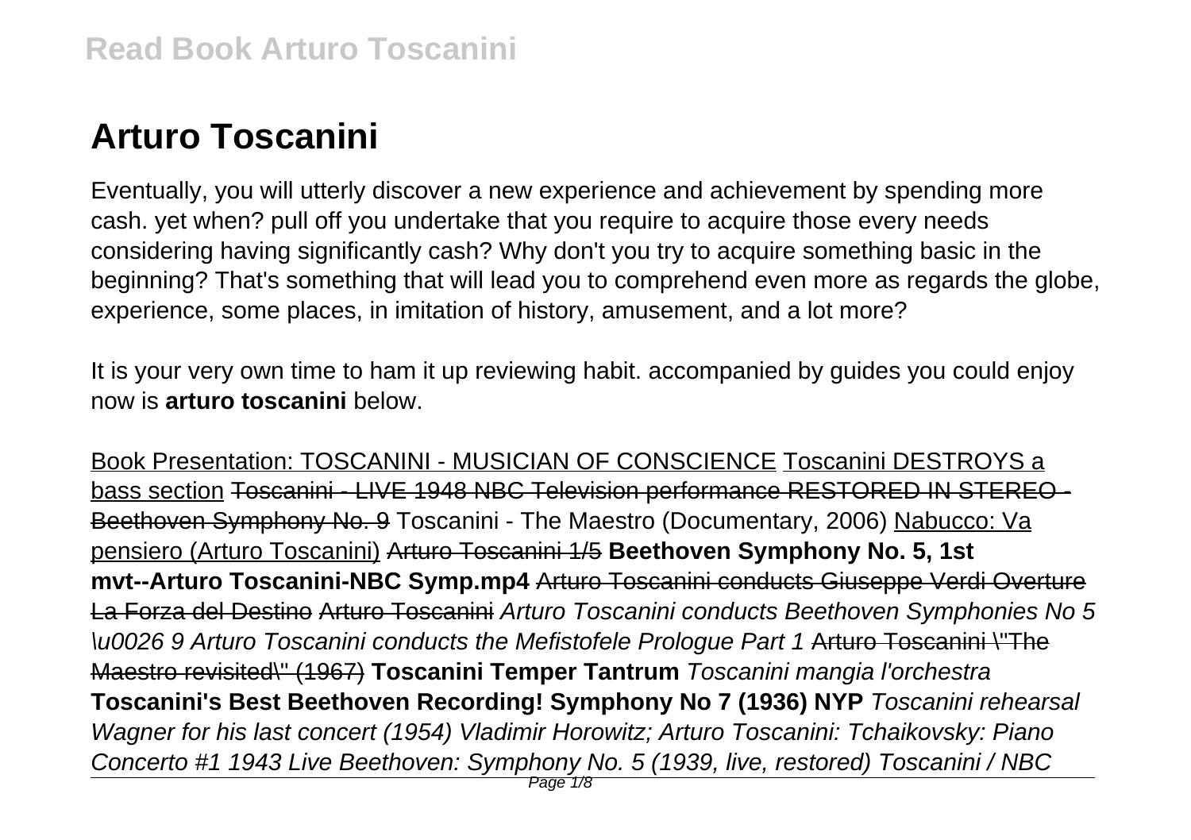# Arturo Toscanini

Eventually, you will utterly discover a new experience and achievement by spending more cash. yet when? pull off you undertake that you require to acquire those every needs considering having significantly cash? Why don't you try to acquire something basic in the beginning? That's something that will lead you to comprehend even more as regards the globe, experience, some places, in imitation of history, amusement, and a lot more?

It is your very own time to ham it up reviewing habit. accompanied by guides you could enjoy now is **arturo toscanini** below.

Book Presentation: TOSCANINI - MUSICIAN OF CONSCIENCE Toscanini DESTROYS a bass section ~~Toscanini - LIVE 1948 NBC Television performance RESTORED IN STEREO - Beethoven Symphony No. 9~~ Toscanini - The Maestro (Documentary, 2006) Nabucco: Va pensiero (Arturo Toscanini) ~~Arturo Toscanini 1/5~~ **Beethoven Symphony No. 5, 1st mvt--Arturo Toscanini-NBC Symp.mp4** ~~Arturo Toscanini conducts Giuseppe Verdi Overture La Forza del Destino~~ ~~Arturo Toscanini~~ *Arturo Toscanini conducts Beethoven Symphonies No 5 \u0026 9* *Arturo Toscanini conducts the Mefistofele Prologue Part 1* ~~Arturo Toscanini \"The Maestro revisited\" (1967)~~ **Toscanini Temper Tantrum** *Toscanini mangia l'orchestra* **Toscanini's Best Beethoven Recording! Symphony No 7 (1936) NYP** *Toscanini rehearsal Wagner for his last concert (1954)* *Vladimir Horowitz; Arturo Toscanini: Tchaikovsky: Piano Concerto #1 1943 Live* *Beethoven: Symphony No. 5 (1939, live, restored) Toscanini / NBC*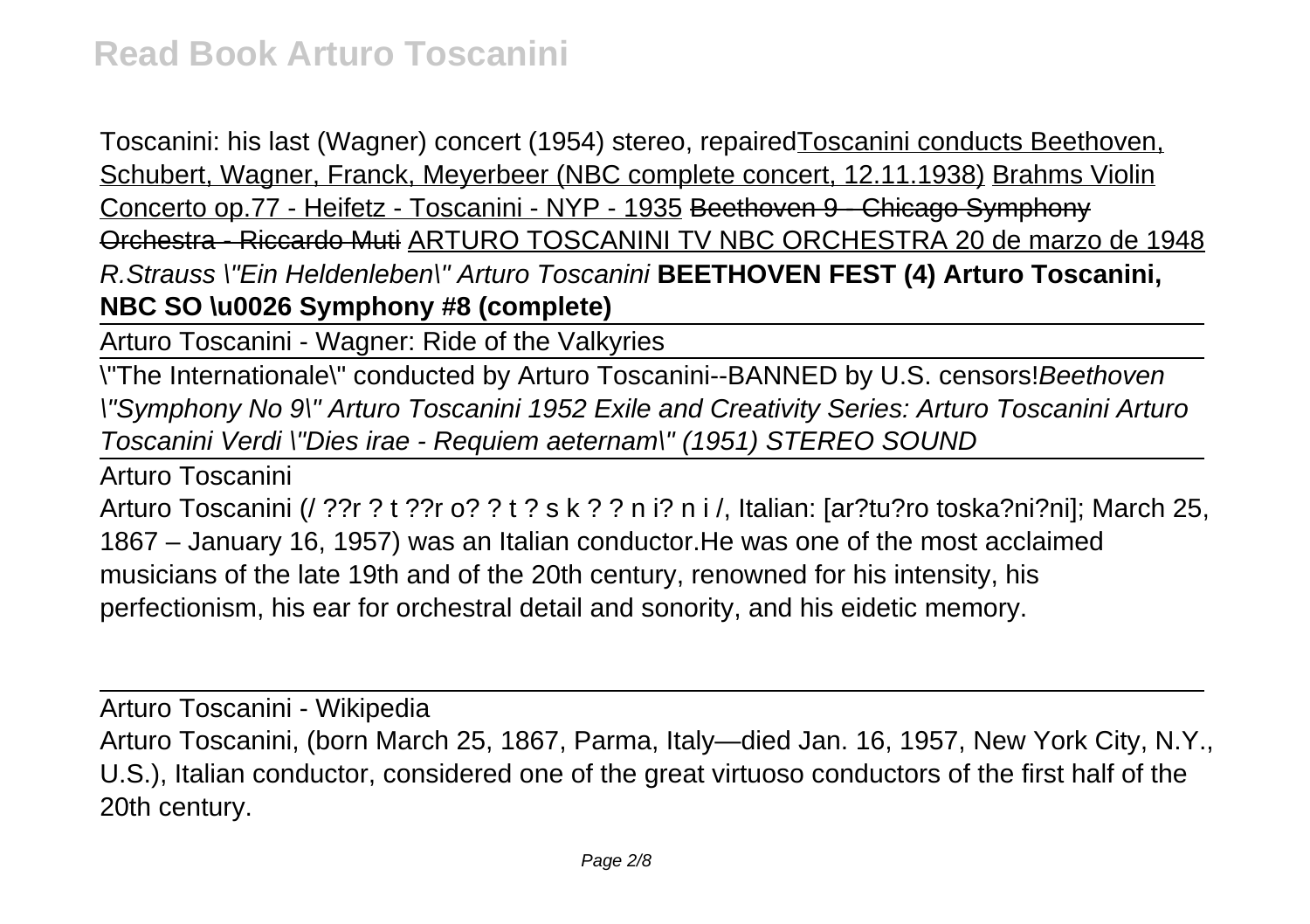Toscanini: his last (Wagner) concert (1954) stereo, repaired Toscanini conducts Beethoven, Schubert, Wagner, Franck, Meyerbeer (NBC complete concert, 12.11.1938) Brahms Violin Concerto op.77 - Heifetz - Toscanini - NYP - 1935 ~~Beethoven 9 - Chicago Symphony Orchestra - Riccardo Muti~~ ARTURO TOSCANINI TV NBC ORCHESTRA 20 de marzo de 1948 *R.Strauss \"Ein Heldenleben\" Arturo Toscanini* **BEETHOVEN FEST (4) Arturo Toscanini, NBC SO \u0026 Symphony #8 (complete)**

Arturo Toscanini - Wagner: Ride of the Valkyries

\"The Internationale\" conducted by Arturo Toscanini--BANNED by U.S. censors!*Beethoven \"Symphony No 9\" Arturo Toscanini 1952 Exile and Creativity Series: Arturo Toscanini Arturo Toscanini Verdi \"Dies irae - Requiem aeternam\" (1951) STEREO SOUND*

Arturo Toscanini

Arturo Toscanini (/ ??r ? t ??r o? ? t ? s k ? ? n i? n i /, Italian: [ar?tu?ro toska?ni?ni]; March 25, 1867 – January 16, 1957) was an Italian conductor.He was one of the most acclaimed musicians of the late 19th and of the 20th century, renowned for his intensity, his perfectionism, his ear for orchestral detail and sonority, and his eidetic memory.

Arturo Toscanini - Wikipedia

Arturo Toscanini, (born March 25, 1867, Parma, Italy—died Jan. 16, 1957, New York City, N.Y., U.S.), Italian conductor, considered one of the great virtuoso conductors of the first half of the 20th century.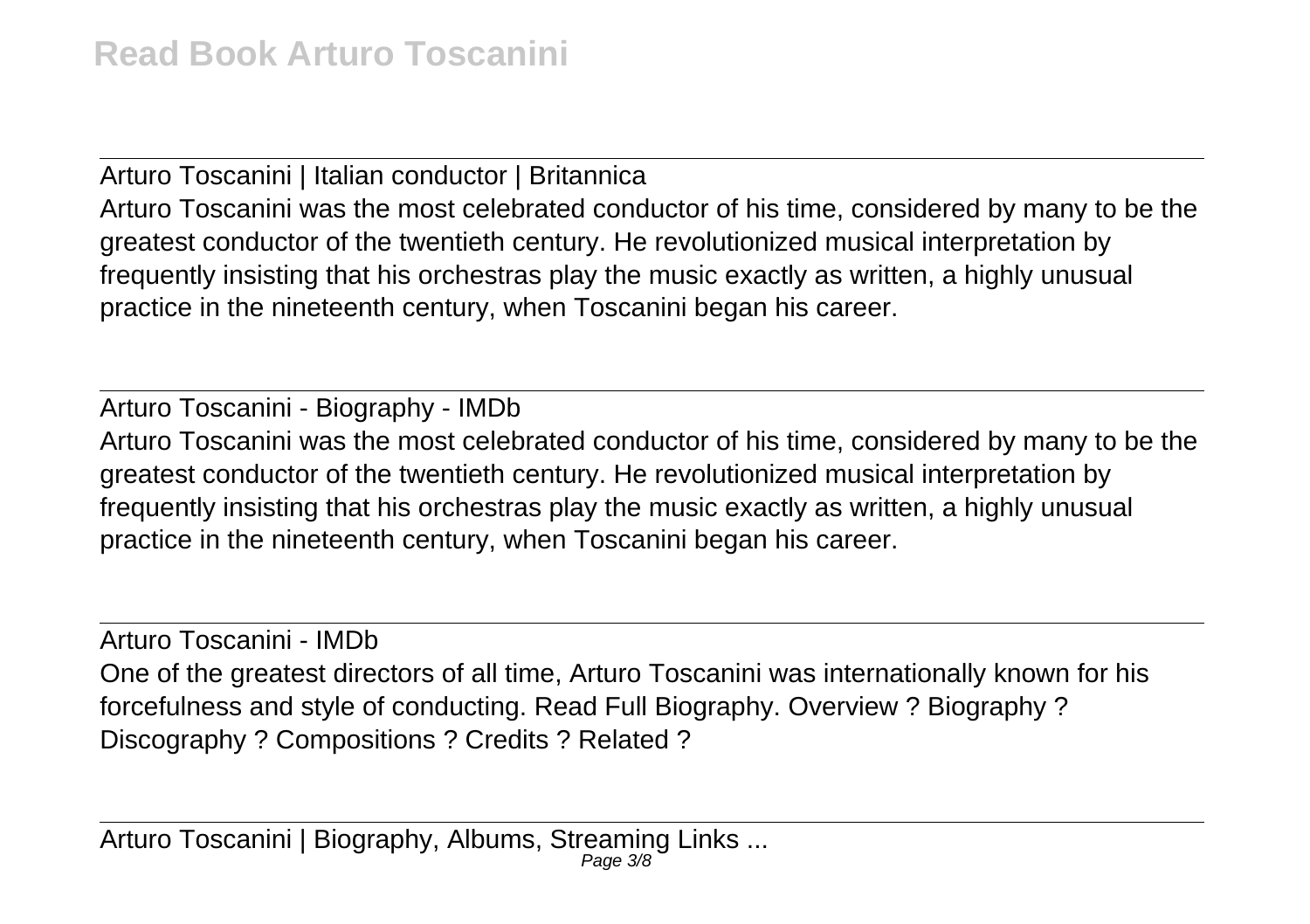Arturo Toscanini | Italian conductor | Britannica

Arturo Toscanini was the most celebrated conductor of his time, considered by many to be the greatest conductor of the twentieth century. He revolutionized musical interpretation by frequently insisting that his orchestras play the music exactly as written, a highly unusual practice in the nineteenth century, when Toscanini began his career.

Arturo Toscanini - Biography - IMDb

Arturo Toscanini was the most celebrated conductor of his time, considered by many to be the greatest conductor of the twentieth century. He revolutionized musical interpretation by frequently insisting that his orchestras play the music exactly as written, a highly unusual practice in the nineteenth century, when Toscanini began his career.

Arturo Toscanini - IMDb

One of the greatest directors of all time, Arturo Toscanini was internationally known for his forcefulness and style of conducting. Read Full Biography. Overview ? Biography ? Discography ? Compositions ? Credits ? Related ?

Arturo Toscanini | Biography, Albums, Streaming Links ...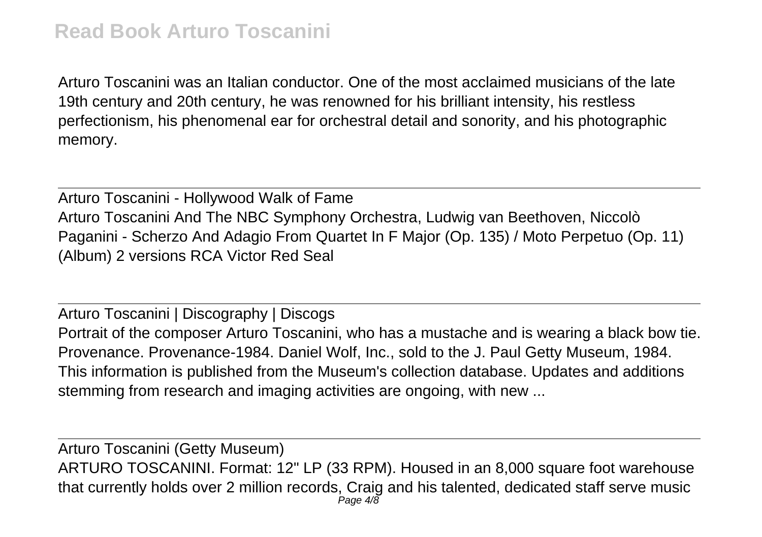Arturo Toscanini was an Italian conductor. One of the most acclaimed musicians of the late 19th century and 20th century, he was renowned for his brilliant intensity, his restless perfectionism, his phenomenal ear for orchestral detail and sonority, and his photographic memory.

---

Arturo Toscanini - Hollywood Walk of Fame

Arturo Toscanini And The NBC Symphony Orchestra, Ludwig van Beethoven, Niccolò Paganini - Scherzo And Adagio From Quartet In F Major (Op. 135) / Moto Perpetuo (Op. 11) (Album) 2 versions RCA Victor Red Seal

---

Arturo Toscanini | Discography | Discogs

Portrait of the composer Arturo Toscanini, who has a mustache and is wearing a black bow tie. Provenance. Provenance-1984. Daniel Wolf, Inc., sold to the J. Paul Getty Museum, 1984. This information is published from the Museum's collection database. Updates and additions stemming from research and imaging activities are ongoing, with new ...

---

Arturo Toscanini (Getty Museum)

ARTURO TOSCANINI. Format: 12" LP (33 RPM). Housed in an 8,000 square foot warehouse that currently holds over 2 million records, Craig and his talented, dedicated staff serve music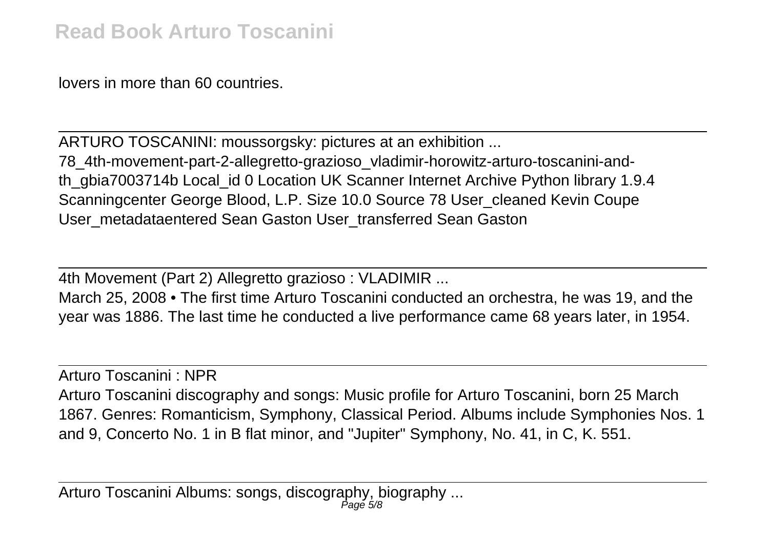lovers in more than 60 countries.

---

ARTURO TOSCANINI: moussorgsky: pictures at an exhibition ...
78_4th-movement-part-2-allegretto-grazioso_vladimir-horowitz-arturo-toscanini-and-th_gbia7003714b Local_id 0 Location UK Scanner Internet Archive Python library 1.9.4 Scanningcenter George Blood, L.P. Size 10.0 Source 78 User_cleaned Kevin Coupe User_metadataentered Sean Gaston User_transferred Sean Gaston

---

4th Movement (Part 2) Allegretto grazioso : VLADIMIR ...
March 25, 2008 • The first time Arturo Toscanini conducted an orchestra, he was 19, and the year was 1886. The last time he conducted a live performance came 68 years later, in 1954.

---

Arturo Toscanini : NPR
Arturo Toscanini discography and songs: Music profile for Arturo Toscanini, born 25 March 1867. Genres: Romanticism, Symphony, Classical Period. Albums include Symphonies Nos. 1 and 9, Concerto No. 1 in B flat minor, and "Jupiter" Symphony, No. 41, in C, K. 551.

---

Arturo Toscanini Albums: songs, discography, biography ...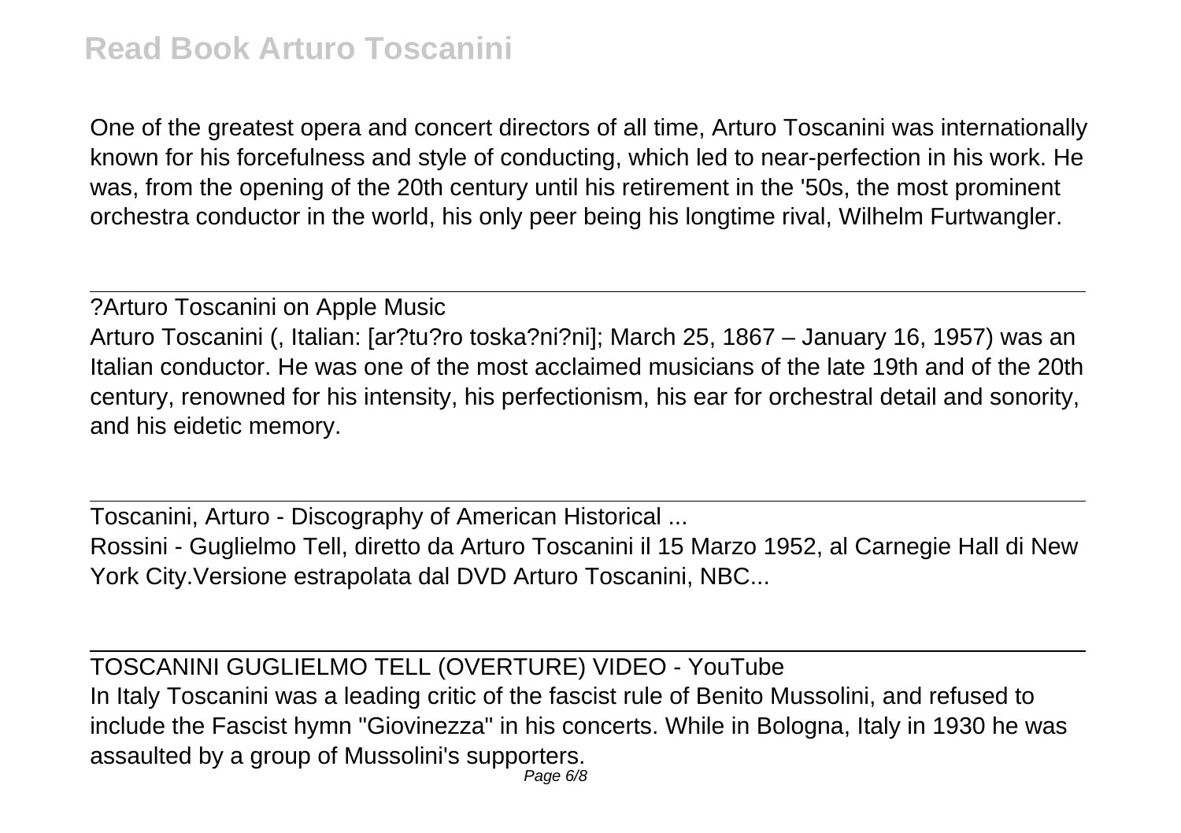One of the greatest opera and concert directors of all time, Arturo Toscanini was internationally known for his forcefulness and style of conducting, which led to near-perfection in his work. He was, from the opening of the 20th century until his retirement in the '50s, the most prominent orchestra conductor in the world, his only peer being his longtime rival, Wilhelm Furtwangler.

?Arturo Toscanini on Apple Music

Arturo Toscanini (, Italian: [ar?tu?ro toska?ni?ni]; March 25, 1867 – January 16, 1957) was an Italian conductor. He was one of the most acclaimed musicians of the late 19th and of the 20th century, renowned for his intensity, his perfectionism, his ear for orchestral detail and sonority, and his eidetic memory.

Toscanini, Arturo - Discography of American Historical ...

Rossini - Guglielmo Tell, diretto da Arturo Toscanini il 15 Marzo 1952, al Carnegie Hall di New York City.Versione estrapolata dal DVD Arturo Toscanini, NBC...

TOSCANINI GUGLIELMO TELL (OVERTURE) VIDEO - YouTube

In Italy Toscanini was a leading critic of the fascist rule of Benito Mussolini, and refused to include the Fascist hymn "Giovinezza" in his concerts. While in Bologna, Italy in 1930 he was assaulted by a group of Mussolini's supporters.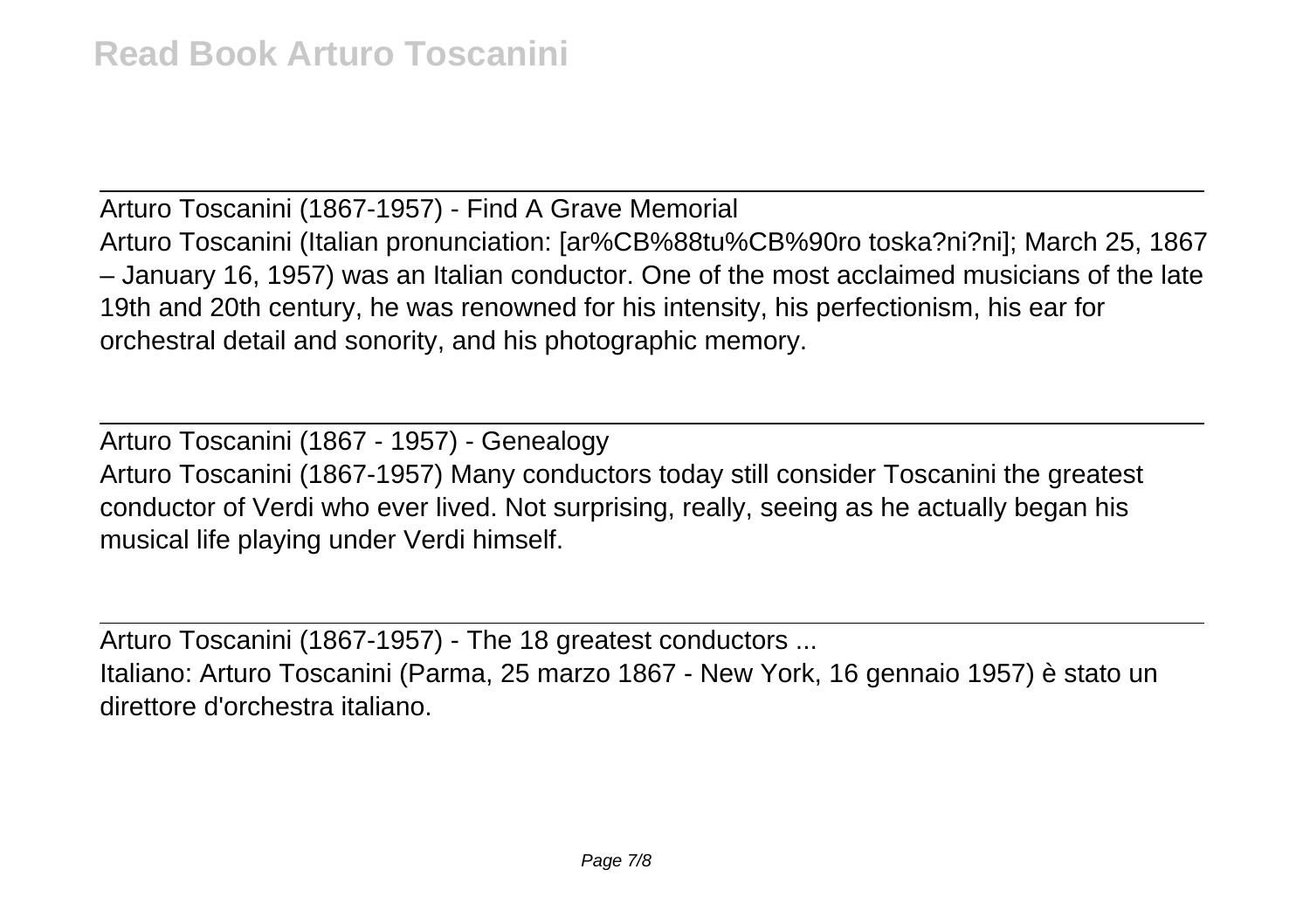Arturo Toscanini (1867-1957) - Find A Grave Memorial

Arturo Toscanini (Italian pronunciation: [ar%CB%88tu%CB%90ro toska?ni?ni]; March 25, 1867 – January 16, 1957) was an Italian conductor. One of the most acclaimed musicians of the late 19th and 20th century, he was renowned for his intensity, his perfectionism, his ear for orchestral detail and sonority, and his photographic memory.

---

Arturo Toscanini (1867 - 1957) - Genealogy

Arturo Toscanini (1867-1957) Many conductors today still consider Toscanini the greatest conductor of Verdi who ever lived. Not surprising, really, seeing as he actually began his musical life playing under Verdi himself.

---

Arturo Toscanini (1867-1957) - The 18 greatest conductors ...

Italiano: Arturo Toscanini (Parma, 25 marzo 1867 - New York, 16 gennaio 1957) è stato un direttore d'orchestra italiano.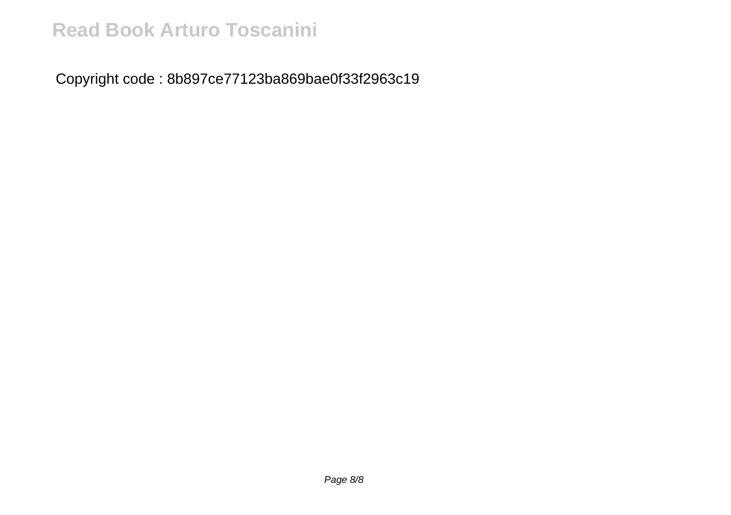Copyright code : 8b897ce77123ba869bae0f33f2963c19